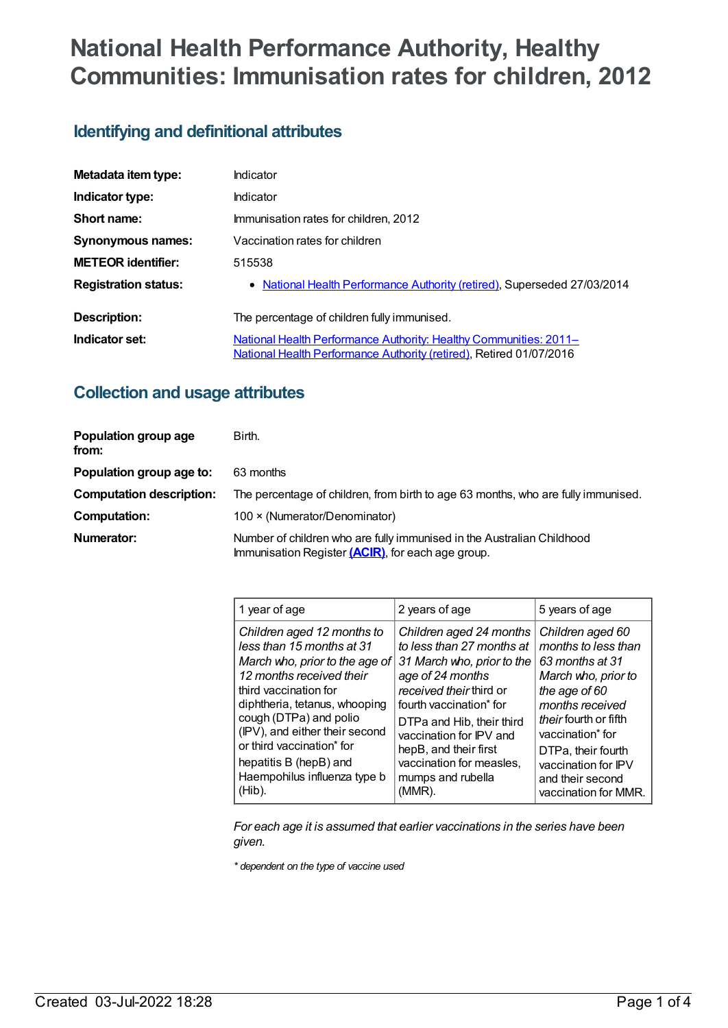# National Health Performance Authority, Healthy Communities: Immunisation rates for children, 2012

## Identifying and definitional attributes

| | |
|---|---|
| **Metadata item type:** | Indicator |
| **Indicator type:** | Indicator |
| **Short name:** | Immunisation rates for children, 2012 |
| **Synonymous names:** | Vaccination rates for children |
| **METEOR identifier:** | 515538 |
| **Registration status:** | • National Health Performance Authority (retired), Superseded 27/03/2014 |
| **Description:** | The percentage of children fully immunised. |
| **Indicator set:** | National Health Performance Authority: Healthy Communities: 2011– National Health Performance Authority (retired), Retired 01/07/2016 |

## Collection and usage attributes

| | |
|---|---|
| **Population group age from:** | Birth. |
| **Population group age to:** | 63 months |
| **Computation description:** | The percentage of children, from birth to age 63 months, who are fully immunised. |
| **Computation:** | 100 × (Numerator/Denominator) |
| **Numerator:** | Number of children who are fully immunised in the Australian Childhood Immunisation Register **(ACIR)**, for each age group. |

| 1 year of age | 2 years of age | 5 years of age |
|---|---|---|
| *Children aged 12 months to less than 15 months at 31 March who, prior to the age of 12 months received their* third vaccination for diphtheria, tetanus, whooping cough (DTPa) and polio (IPV), and either their second or third vaccination* for hepatitis B (hepB) and Haempohilus influenza type b (Hib). | *Children aged 24 months to less than 27 months at 31 March who, prior to the age of 24 months received their* third or fourth vaccination* for DTPa and Hib, their third vaccination for IPV and hepB, and their first vaccination for measles, mumps and rubella (MMR). | *Children aged 60 months to less than 63 months at 31 March who, prior to the age of 60 months received their* fourth or fifth vaccination* for DTPa, their fourth vaccination for IPV and their second vaccination for MMR. |

*For each age it is assumed that earlier vaccinations in the series have been given.*

*\* dependent on the type of vaccine used*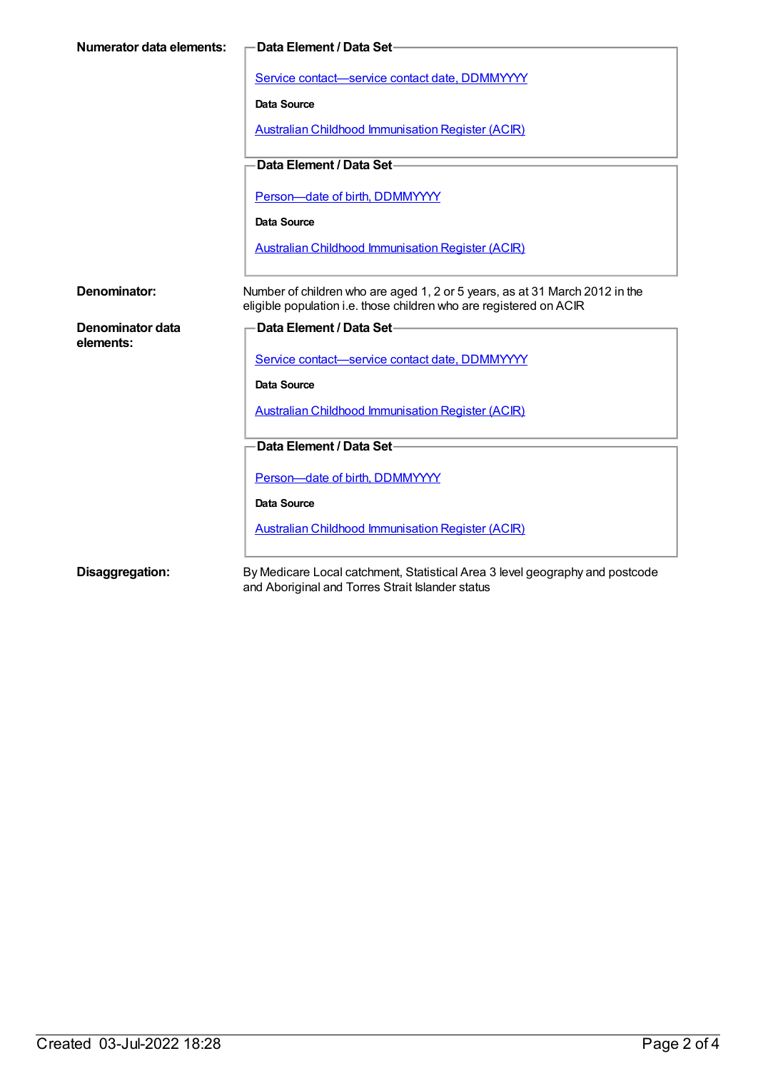**Numerator data elements:**

**Data Element / Data Set**

Service contact—service contact date, DDMMYYYY

**Data Source**

Australian Childhood Immunisation Register (ACIR)

**Data Element / Data Set**

Person—date of birth, DDMMYYYY

**Data Source**

Australian Childhood Immunisation Register (ACIR)

**Denominator:**

Number of children who are aged 1, 2 or 5 years, as at 31 March 2012 in the eligible population i.e. those children who are registered on ACIR

**Denominator data elements:**

**Data Element / Data Set**

Service contact—service contact date, DDMMYYYY

**Data Source**

Australian Childhood Immunisation Register (ACIR)

**Data Element / Data Set**

Person—date of birth, DDMMYYYY

**Data Source**

Australian Childhood Immunisation Register (ACIR)

**Disaggregation:**

By Medicare Local catchment, Statistical Area 3 level geography and postcode and Aboriginal and Torres Strait Islander status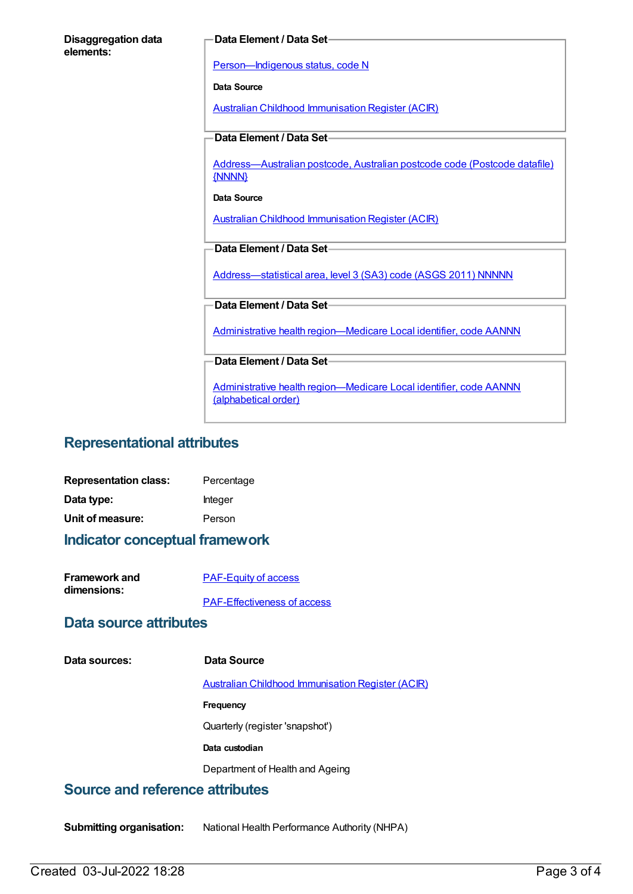**Disaggregation data elements:**

**Data Element / Data Set**

Person—Indigenous status, code N

**Data Source**

Australian Childhood Immunisation Register (ACIR)

**Data Element / Data Set**

Address—Australian postcode, Australian postcode code (Postcode datafile) {NNNN}

**Data Source**

Australian Childhood Immunisation Register (ACIR)

**Data Element / Data Set**

Address—statistical area, level 3 (SA3) code (ASGS 2011) NNNNN

**Data Element / Data Set**

Administrative health region—Medicare Local identifier, code AANNN

**Data Element / Data Set**

Administrative health region—Medicare Local identifier, code AANNN (alphabetical order)

## Representational attributes

**Representation class:** Percentage

**Data type:** Integer

**Unit of measure:** Person

## Indicator conceptual framework

**Framework and dimensions:**

PAF-Equity of access

PAF-Effectiveness of access

## Data source attributes

**Data sources:**

**Data Source**

Australian Childhood Immunisation Register (ACIR)

**Frequency**

Quarterly (register 'snapshot')

**Data custodian**

Department of Health and Ageing

## Source and reference attributes

**Submitting organisation:** National Health Performance Authority (NHPA)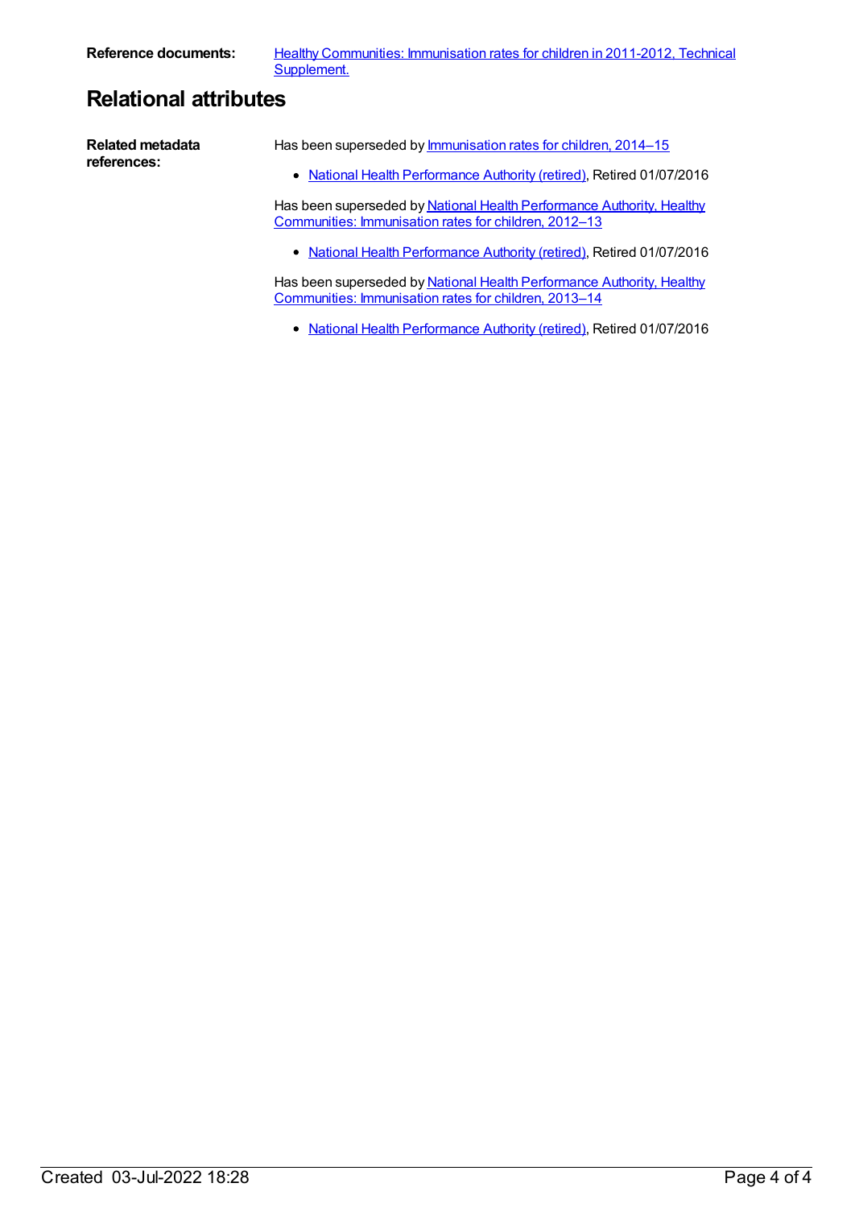**Reference documents:** Healthy Communities: Immunisation rates for children in 2011-2012, Technical Supplement.

## Relational attributes

**Related metadata references:**

Has been superseded by Immunisation rates for children, 2014–15

- National Health Performance Authority (retired), Retired 01/07/2016

Has been superseded by National Health Performance Authority, Healthy Communities: Immunisation rates for children, 2012–13

- National Health Performance Authority (retired), Retired 01/07/2016

Has been superseded by National Health Performance Authority, Healthy Communities: Immunisation rates for children, 2013–14

- National Health Performance Authority (retired), Retired 01/07/2016